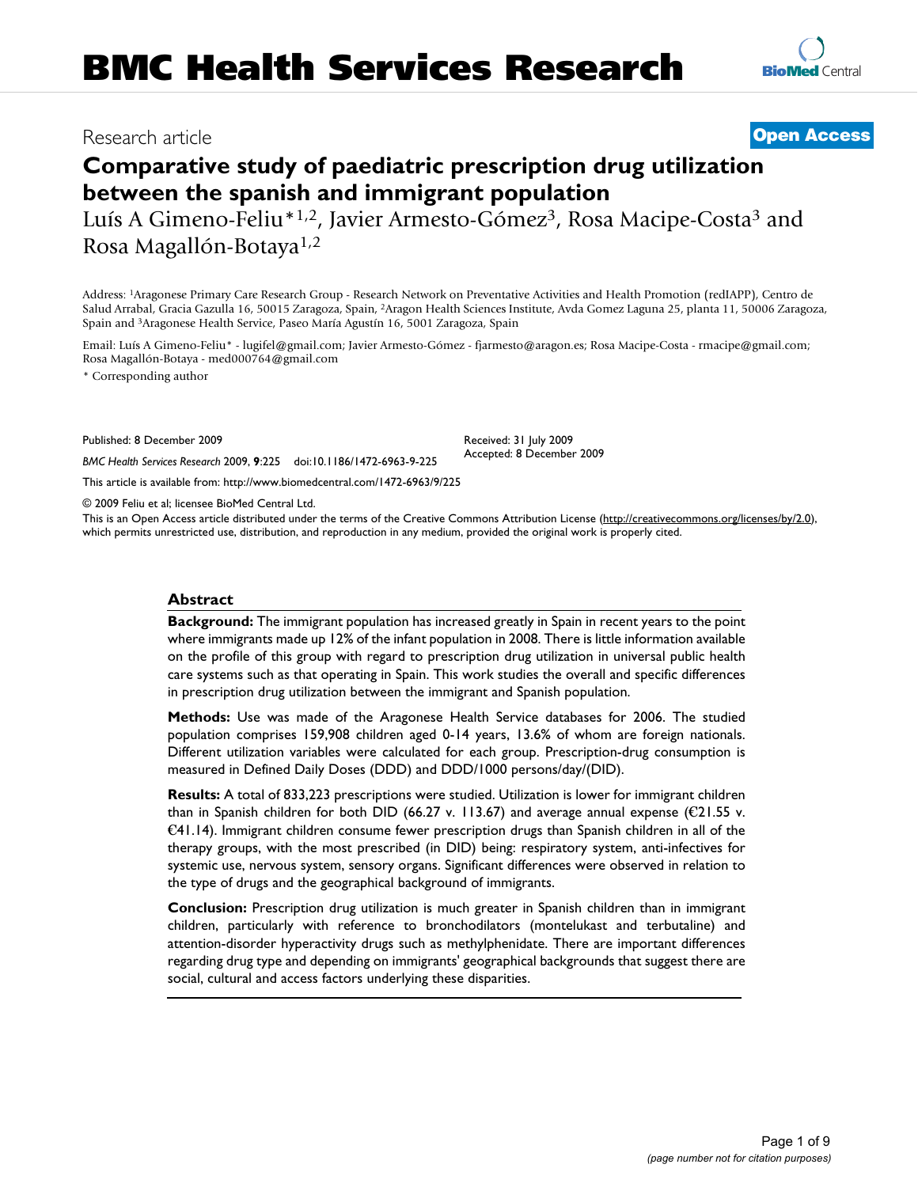# BMC Health Services Research

Research article

**Open Access**

# Comparative study of paediatric prescription drug utilization between the spanish and immigrant population

Luís A Gimeno-Feliu*[1,2], Javier Armesto-Gómez[3], Rosa Macipe-Costa[3] and Rosa Magallón-Botaya[1,2]

Address: [1]Aragonese Primary Care Research Group - Research Network on Preventative Activities and Health Promotion (redIAPP), Centro de Salud Arrabal, Gracia Gazulla 16, 50015 Zaragoza, Spain, [2]Aragon Health Sciences Institute, Avda Gomez Laguna 25, planta 11, 50006 Zaragoza, Spain and [3]Aragonese Health Service, Paseo María Agustín 16, 5001 Zaragoza, Spain

Email: Luís A Gimeno-Feliu* - lugifel@gmail.com; Javier Armesto-Gómez - fjarmesto@aragon.es; Rosa Macipe-Costa - rmacipe@gmail.com; Rosa Magallón-Botaya - med000764@gmail.com

* Corresponding author

Published: 8 December 2009

*BMC Health Services Research* 2009, **9**:225 doi:10.1186/1472-6963-9-225

Received: 31 July 2009
Accepted: 8 December 2009

This article is available from: http://www.biomedcentral.com/1472-6963/9/225

© 2009 Feliu et al; licensee BioMed Central Ltd.

This is an Open Access article distributed under the terms of the Creative Commons Attribution License (http://creativecommons.org/licenses/by/2.0), which permits unrestricted use, distribution, and reproduction in any medium, provided the original work is properly cited.

## Abstract

**Background:** The immigrant population has increased greatly in Spain in recent years to the point where immigrants made up 12% of the infant population in 2008. There is little information available on the profile of this group with regard to prescription drug utilization in universal public health care systems such as that operating in Spain. This work studies the overall and specific differences in prescription drug utilization between the immigrant and Spanish population.

**Methods:** Use was made of the Aragonese Health Service databases for 2006. The studied population comprises 159,908 children aged 0-14 years, 13.6% of whom are foreign nationals. Different utilization variables were calculated for each group. Prescription-drug consumption is measured in Defined Daily Doses (DDD) and DDD/1000 persons/day/(DID).

**Results:** A total of 833,223 prescriptions were studied. Utilization is lower for immigrant children than in Spanish children for both DID (66.27 v. 113.67) and average annual expense (€21.55 v. €41.14). Immigrant children consume fewer prescription drugs than Spanish children in all of the therapy groups, with the most prescribed (in DID) being: respiratory system, anti-infectives for systemic use, nervous system, sensory organs. Significant differences were observed in relation to the type of drugs and the geographical background of immigrants.

**Conclusion:** Prescription drug utilization is much greater in Spanish children than in immigrant children, particularly with reference to bronchodilators (montelukast and terbutaline) and attention-disorder hyperactivity drugs such as methylphenidate. There are important differences regarding drug type and depending on immigrants' geographical backgrounds that suggest there are social, cultural and access factors underlying these disparities.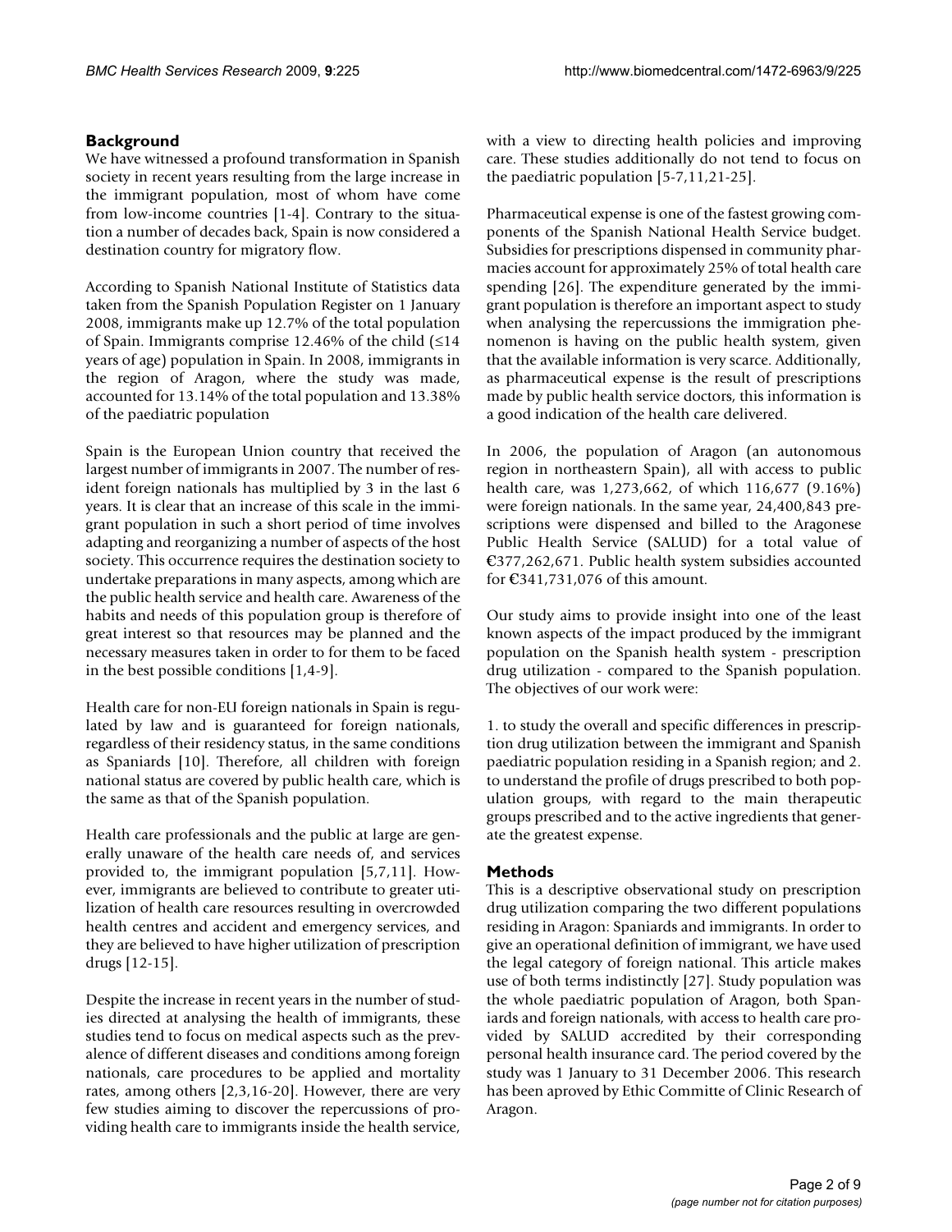## Background

We have witnessed a profound transformation in Spanish society in recent years resulting from the large increase in the immigrant population, most of whom have come from low-income countries [1-4]. Contrary to the situation a number of decades back, Spain is now considered a destination country for migratory flow.

According to Spanish National Institute of Statistics data taken from the Spanish Population Register on 1 January 2008, immigrants make up 12.7% of the total population of Spain. Immigrants comprise 12.46% of the child (≤14 years of age) population in Spain. In 2008, immigrants in the region of Aragon, where the study was made, accounted for 13.14% of the total population and 13.38% of the paediatric population

Spain is the European Union country that received the largest number of immigrants in 2007. The number of resident foreign nationals has multiplied by 3 in the last 6 years. It is clear that an increase of this scale in the immigrant population in such a short period of time involves adapting and reorganizing a number of aspects of the host society. This occurrence requires the destination society to undertake preparations in many aspects, among which are the public health service and health care. Awareness of the habits and needs of this population group is therefore of great interest so that resources may be planned and the necessary measures taken in order to for them to be faced in the best possible conditions [1,4-9].

Health care for non-EU foreign nationals in Spain is regulated by law and is guaranteed for foreign nationals, regardless of their residency status, in the same conditions as Spaniards [10]. Therefore, all children with foreign national status are covered by public health care, which is the same as that of the Spanish population.

Health care professionals and the public at large are generally unaware of the health care needs of, and services provided to, the immigrant population [5,7,11]. However, immigrants are believed to contribute to greater utilization of health care resources resulting in overcrowded health centres and accident and emergency services, and they are believed to have higher utilization of prescription drugs [12-15].

Despite the increase in recent years in the number of studies directed at analysing the health of immigrants, these studies tend to focus on medical aspects such as the prevalence of different diseases and conditions among foreign nationals, care procedures to be applied and mortality rates, among others [2,3,16-20]. However, there are very few studies aiming to discover the repercussions of providing health care to immigrants inside the health service, with a view to directing health policies and improving care. These studies additionally do not tend to focus on the paediatric population [5-7,11,21-25].

Pharmaceutical expense is one of the fastest growing components of the Spanish National Health Service budget. Subsidies for prescriptions dispensed in community pharmacies account for approximately 25% of total health care spending [26]. The expenditure generated by the immigrant population is therefore an important aspect to study when analysing the repercussions the immigration phenomenon is having on the public health system, given that the available information is very scarce. Additionally, as pharmaceutical expense is the result of prescriptions made by public health service doctors, this information is a good indication of the health care delivered.

In 2006, the population of Aragon (an autonomous region in northeastern Spain), all with access to public health care, was 1,273,662, of which 116,677 (9.16%) were foreign nationals. In the same year, 24,400,843 prescriptions were dispensed and billed to the Aragonese Public Health Service (SALUD) for a total value of €377,262,671. Public health system subsidies accounted for €341,731,076 of this amount.

Our study aims to provide insight into one of the least known aspects of the impact produced by the immigrant population on the Spanish health system - prescription drug utilization - compared to the Spanish population. The objectives of our work were:

1. to study the overall and specific differences in prescription drug utilization between the immigrant and Spanish paediatric population residing in a Spanish region; and 2. to understand the profile of drugs prescribed to both population groups, with regard to the main therapeutic groups prescribed and to the active ingredients that generate the greatest expense.

## Methods

This is a descriptive observational study on prescription drug utilization comparing the two different populations residing in Aragon: Spaniards and immigrants. In order to give an operational definition of immigrant, we have used the legal category of foreign national. This article makes use of both terms indistinctly [27]. Study population was the whole paediatric population of Aragon, both Spaniards and foreign nationals, with access to health care provided by SALUD accredited by their corresponding personal health insurance card. The period covered by the study was 1 January to 31 December 2006. This research has been aproved by Ethic Committe of Clinic Research of Aragon.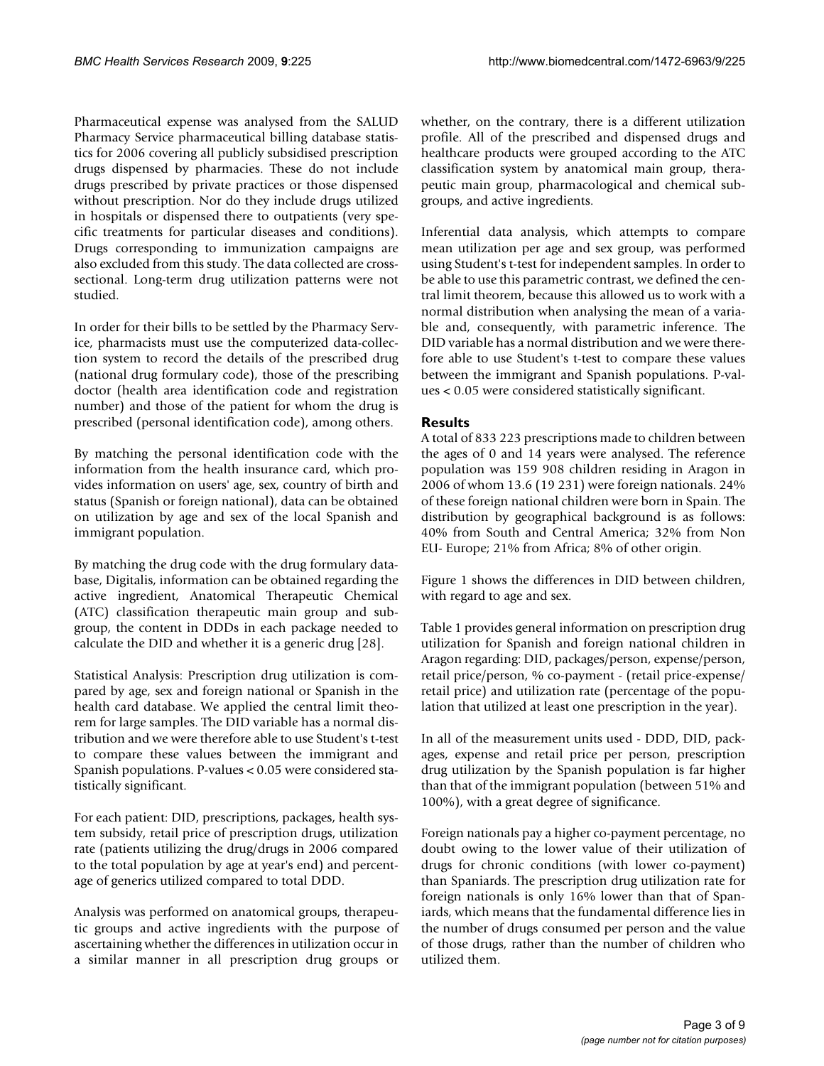Pharmaceutical expense was analysed from the SALUD Pharmacy Service pharmaceutical billing database statistics for 2006 covering all publicly subsidised prescription drugs dispensed by pharmacies. These do not include drugs prescribed by private practices or those dispensed without prescription. Nor do they include drugs utilized in hospitals or dispensed there to outpatients (very specific treatments for particular diseases and conditions). Drugs corresponding to immunization campaigns are also excluded from this study. The data collected are cross-sectional. Long-term drug utilization patterns were not studied.

In order for their bills to be settled by the Pharmacy Service, pharmacists must use the computerized data-collection system to record the details of the prescribed drug (national drug formulary code), those of the prescribing doctor (health area identification code and registration number) and those of the patient for whom the drug is prescribed (personal identification code), among others.

By matching the personal identification code with the information from the health insurance card, which provides information on users' age, sex, country of birth and status (Spanish or foreign national), data can be obtained on utilization by age and sex of the local Spanish and immigrant population.

By matching the drug code with the drug formulary database, Digitalis, information can be obtained regarding the active ingredient, Anatomical Therapeutic Chemical (ATC) classification therapeutic main group and subgroup, the content in DDDs in each package needed to calculate the DID and whether it is a generic drug [28].

Statistical Analysis: Prescription drug utilization is compared by age, sex and foreign national or Spanish in the health card database. We applied the central limit theorem for large samples. The DID variable has a normal distribution and we were therefore able to use Student's t-test to compare these values between the immigrant and Spanish populations. P-values < 0.05 were considered statistically significant.

For each patient: DID, prescriptions, packages, health system subsidy, retail price of prescription drugs, utilization rate (patients utilizing the drug/drugs in 2006 compared to the total population by age at year's end) and percentage of generics utilized compared to total DDD.

Analysis was performed on anatomical groups, therapeutic groups and active ingredients with the purpose of ascertaining whether the differences in utilization occur in a similar manner in all prescription drug groups or whether, on the contrary, there is a different utilization profile. All of the prescribed and dispensed drugs and healthcare products were grouped according to the ATC classification system by anatomical main group, therapeutic main group, pharmacological and chemical subgroups, and active ingredients.

Inferential data analysis, which attempts to compare mean utilization per age and sex group, was performed using Student's t-test for independent samples. In order to be able to use this parametric contrast, we defined the central limit theorem, because this allowed us to work with a normal distribution when analysing the mean of a variable and, consequently, with parametric inference. The DID variable has a normal distribution and we were therefore able to use Student's t-test to compare these values between the immigrant and Spanish populations. P-values < 0.05 were considered statistically significant.

## Results

A total of 833 223 prescriptions made to children between the ages of 0 and 14 years were analysed. The reference population was 159 908 children residing in Aragon in 2006 of whom 13.6 (19 231) were foreign nationals. 24% of these foreign national children were born in Spain. The distribution by geographical background is as follows: 40% from South and Central America; 32% from Non EU- Europe; 21% from Africa; 8% of other origin.

Figure 1 shows the differences in DID between children, with regard to age and sex.

Table 1 provides general information on prescription drug utilization for Spanish and foreign national children in Aragon regarding: DID, packages/person, expense/person, retail price/person, % co-payment - (retail price-expense/retail price) and utilization rate (percentage of the population that utilized at least one prescription in the year).

In all of the measurement units used - DDD, DID, packages, expense and retail price per person, prescription drug utilization by the Spanish population is far higher than that of the immigrant population (between 51% and 100%), with a great degree of significance.

Foreign nationals pay a higher co-payment percentage, no doubt owing to the lower value of their utilization of drugs for chronic conditions (with lower co-payment) than Spaniards. The prescription drug utilization rate for foreign nationals is only 16% lower than that of Spaniards, which means that the fundamental difference lies in the number of drugs consumed per person and the value of those drugs, rather than the number of children who utilized them.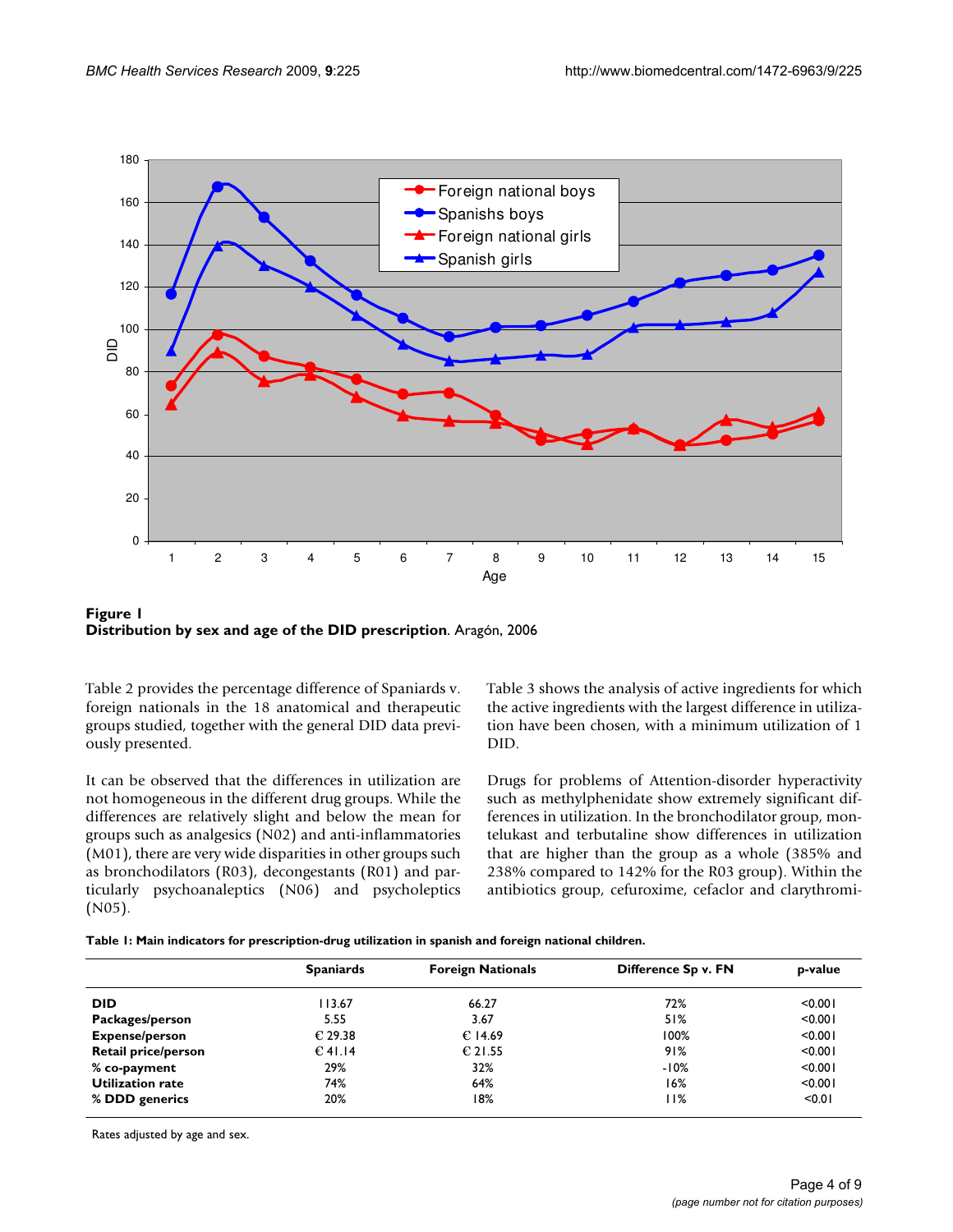**Figure 1**
**Distribution by sex and age of the DID prescription**. Aragón, 2006

Table 2 provides the percentage difference of Spaniards v. foreign nationals in the 18 anatomical and therapeutic groups studied, together with the general DID data previously presented.

It can be observed that the differences in utilization are not homogeneous in the different drug groups. While the differences are relatively slight and below the mean for groups such as analgesics (N02) and anti-inflammatories (M01), there are very wide disparities in other groups such as bronchodilators (R03), decongestants (R01) and particularly psychoanaleptics (N06) and psycholeptics (N05).

Table 3 shows the analysis of active ingredients for which the active ingredients with the largest difference in utilization have been chosen, with a minimum utilization of 1 DID.

Drugs for problems of Attention-disorder hyperactivity such as methylphenidate show extremely significant differences in utilization. In the bronchodilator group, montelukast and terbutaline show differences in utilization that are higher than the group as a whole (385% and 238% compared to 142% for the R03 group). Within the antibiotics group, cefuroxime, cefaclor and clarythromi-

**Table 1: Main indicators for prescription-drug utilization in spanish and foreign national children.**

| | Spaniards | Foreign Nationals | Difference Sp v. FN | p-value |
|---|---|---|---|---|
| **DID** | 113.67 | 66.27 | 72% | <0.001 |
| **Packages/person** | 5.55 | 3.67 | 51% | <0.001 |
| **Expense/person** | € 29.38 | € 14.69 | 100% | <0.001 |
| **Retail price/person** | € 41.14 | € 21.55 | 91% | <0.001 |
| **% co-payment** | 29% | 32% | -10% | <0.001 |
| **Utilization rate** | 74% | 64% | 16% | <0.001 |
| **% DDD generics** | 20% | 18% | 11% | <0.01 |

Rates adjusted by age and sex.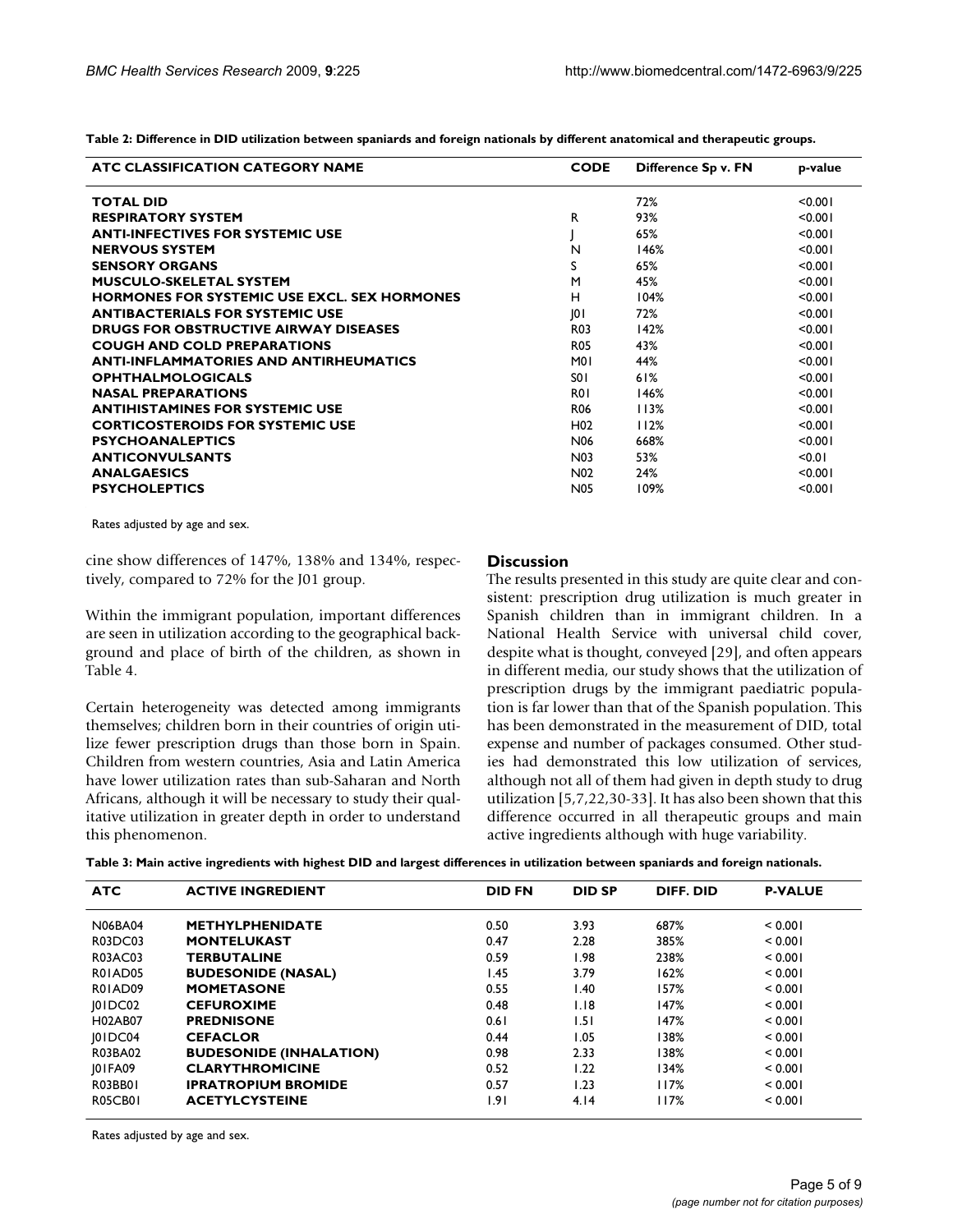**Table 2: Difference in DID utilization between spaniards and foreign nationals by different anatomical and therapeutic groups.**

| ATC CLASSIFICATION CATEGORY NAME | CODE | Difference Sp v. FN | p-value |
|---|---|---|---|
| TOTAL DID | | 72% | <0.001 |
| RESPIRATORY SYSTEM | R | 93% | <0.001 |
| ANTI-INFECTIVES FOR SYSTEMIC USE | J | 65% | <0.001 |
| NERVOUS SYSTEM | N | 146% | <0.001 |
| SENSORY ORGANS | S | 65% | <0.001 |
| MUSCULO-SKELETAL SYSTEM | M | 45% | <0.001 |
| HORMONES FOR SYSTEMIC USE EXCL. SEX HORMONES | H | 104% | <0.001 |
| ANTIBACTERIALS FOR SYSTEMIC USE | J01 | 72% | <0.001 |
| DRUGS FOR OBSTRUCTIVE AIRWAY DISEASES | R03 | 142% | <0.001 |
| COUGH AND COLD PREPARATIONS | R05 | 43% | <0.001 |
| ANTI-INFLAMMATORIES AND ANTIRHEUMATICS | M01 | 44% | <0.001 |
| OPHTHALMOLOGICALS | S01 | 61% | <0.001 |
| NASAL PREPARATIONS | R01 | 146% | <0.001 |
| ANTIHISTAMINES FOR SYSTEMIC USE | R06 | 113% | <0.001 |
| CORTICOSTEROIDS FOR SYSTEMIC USE | H02 | 112% | <0.001 |
| PSYCHOANALEPTICS | N06 | 668% | <0.001 |
| ANTICONVULSANTS | N03 | 53% | <0.01 |
| ANALGAESICS | N02 | 24% | <0.001 |
| PSYCHOLEPTICS | N05 | 109% | <0.001 |

Rates adjusted by age and sex.

cine show differences of 147%, 138% and 134%, respectively, compared to 72% for the J01 group.

Within the immigrant population, important differences are seen in utilization according to the geographical background and place of birth of the children, as shown in Table 4.

Certain heterogeneity was detected among immigrants themselves; children born in their countries of origin utilize fewer prescription drugs than those born in Spain. Children from western countries, Asia and Latin America have lower utilization rates than sub-Saharan and North Africans, although it will be necessary to study their qualitative utilization in greater depth in order to understand this phenomenon.

## Discussion

The results presented in this study are quite clear and consistent: prescription drug utilization is much greater in Spanish children than in immigrant children. In a National Health Service with universal child cover, despite what is thought, conveyed [29], and often appears in different media, our study shows that the utilization of prescription drugs by the immigrant paediatric population is far lower than that of the Spanish population. This has been demonstrated in the measurement of DID, total expense and number of packages consumed. Other studies had demonstrated this low utilization of services, although not all of them had given in depth study to drug utilization [5,7,22,30-33]. It has also been shown that this difference occurred in all therapeutic groups and main active ingredients although with huge variability.

**Table 3: Main active ingredients with highest DID and largest differences in utilization between spaniards and foreign nationals.**

| ATC | ACTIVE INGREDIENT | DID FN | DID SP | DIFF. DID | P-VALUE |
|---|---|---|---|---|---|
| N06BA04 | METHYLPHENIDATE | 0.50 | 3.93 | 687% | < 0.001 |
| R03DC03 | MONTELUKAST | 0.47 | 2.28 | 385% | < 0.001 |
| R03AC03 | TERBUTALINE | 0.59 | 1.98 | 238% | < 0.001 |
| R01AD05 | BUDESONIDE (NASAL) | 1.45 | 3.79 | 162% | < 0.001 |
| R01AD09 | MOMETASONE | 0.55 | 1.40 | 157% | < 0.001 |
| J01DC02 | CEFUROXIME | 0.48 | 1.18 | 147% | < 0.001 |
| H02AB07 | PREDNISONE | 0.61 | 1.51 | 147% | < 0.001 |
| J01DC04 | CEFACLOR | 0.44 | 1.05 | 138% | < 0.001 |
| R03BA02 | BUDESONIDE (INHALATION) | 0.98 | 2.33 | 138% | < 0.001 |
| J01FA09 | CLARYTHROMICINE | 0.52 | 1.22 | 134% | < 0.001 |
| R03BB01 | IPRATROPIUM BROMIDE | 0.57 | 1.23 | 117% | < 0.001 |
| R05CB01 | ACETYLCYSTEINE | 1.91 | 4.14 | 117% | < 0.001 |

Rates adjusted by age and sex.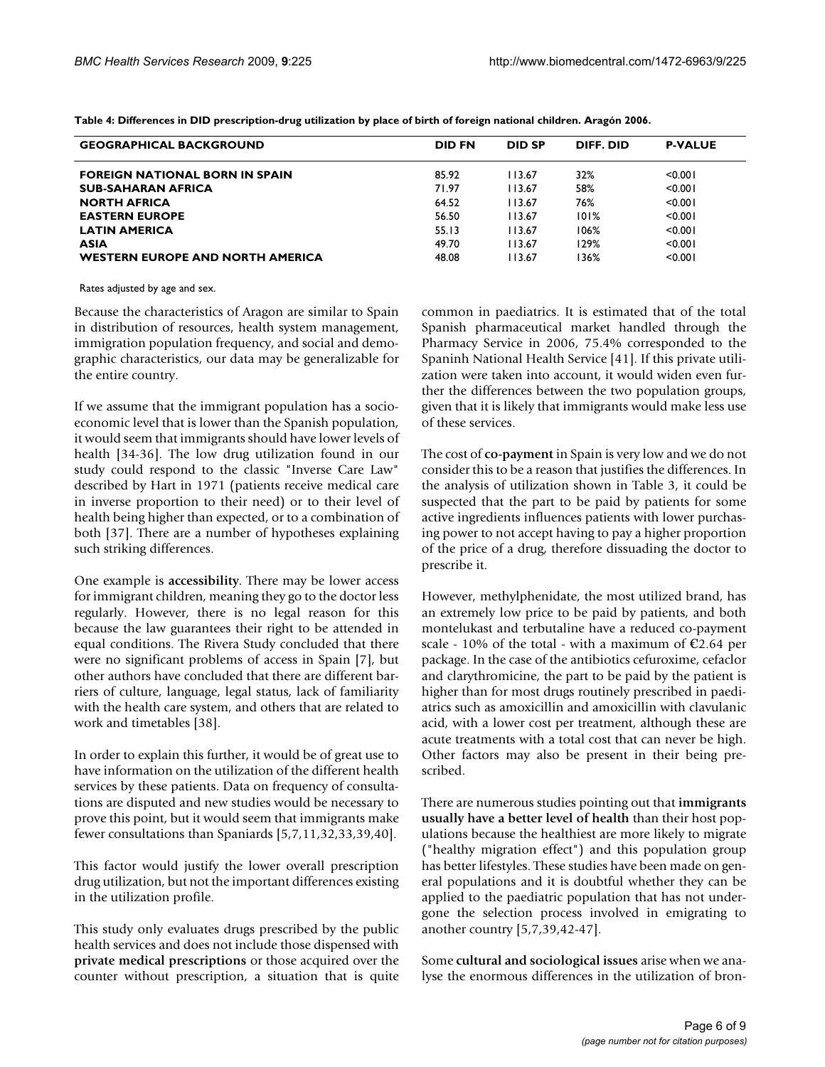**Table 4: Differences in DID prescription-drug utilization by place of birth of foreign national children. Aragón 2006.**

| GEOGRAPHICAL BACKGROUND | DID FN | DID SP | DIFF. DID | P-VALUE |
|---|---|---|---|---|
| FOREIGN NATIONAL BORN IN SPAIN | 85.92 | 113.67 | 32% | <0.001 |
| SUB-SAHARAN AFRICA | 71.97 | 113.67 | 58% | <0.001 |
| NORTH AFRICA | 64.52 | 113.67 | 76% | <0.001 |
| EASTERN EUROPE | 56.50 | 113.67 | 101% | <0.001 |
| LATIN AMERICA | 55.13 | 113.67 | 106% | <0.001 |
| ASIA | 49.70 | 113.67 | 129% | <0.001 |
| WESTERN EUROPE AND NORTH AMERICA | 48.08 | 113.67 | 136% | <0.001 |

Rates adjusted by age and sex.

Because the characteristics of Aragon are similar to Spain in distribution of resources, health system management, immigration population frequency, and social and demographic characteristics, our data may be generalizable for the entire country.

If we assume that the immigrant population has a socioeconomic level that is lower than the Spanish population, it would seem that immigrants should have lower levels of health [34-36]. The low drug utilization found in our study could respond to the classic "Inverse Care Law" described by Hart in 1971 (patients receive medical care in inverse proportion to their need) or to their level of health being higher than expected, or to a combination of both [37]. There are a number of hypotheses explaining such striking differences.

One example is **accessibility**. There may be lower access for immigrant children, meaning they go to the doctor less regularly. However, there is no legal reason for this because the law guarantees their right to be attended in equal conditions. The Rivera Study concluded that there were no significant problems of access in Spain [7], but other authors have concluded that there are different barriers of culture, language, legal status, lack of familiarity with the health care system, and others that are related to work and timetables [38].

In order to explain this further, it would be of great use to have information on the utilization of the different health services by these patients. Data on frequency of consultations are disputed and new studies would be necessary to prove this point, but it would seem that immigrants make fewer consultations than Spaniards [5,7,11,32,33,39,40].

This factor would justify the lower overall prescription drug utilization, but not the important differences existing in the utilization profile.

This study only evaluates drugs prescribed by the public health services and does not include those dispensed with **private medical prescriptions** or those acquired over the counter without prescription, a situation that is quite common in paediatrics. It is estimated that of the total Spanish pharmaceutical market handled through the Pharmacy Service in 2006, 75.4% corresponded to the Spaninh National Health Service [41]. If this private utilization were taken into account, it would widen even further the differences between the two population groups, given that it is likely that immigrants would make less use of these services.

The cost of **co-payment** in Spain is very low and we do not consider this to be a reason that justifies the differences. In the analysis of utilization shown in Table 3, it could be suspected that the part to be paid by patients for some active ingredients influences patients with lower purchasing power to not accept having to pay a higher proportion of the price of a drug, therefore dissuading the doctor to prescribe it.

However, methylphenidate, the most utilized brand, has an extremely low price to be paid by patients, and both montelukast and terbutaline have a reduced co-payment scale - 10% of the total - with a maximum of €2.64 per package. In the case of the antibiotics cefuroxime, cefaclor and clarythromicine, the part to be paid by the patient is higher than for most drugs routinely prescribed in paediatrics such as amoxicillin and amoxicillin with clavulanic acid, with a lower cost per treatment, although these are acute treatments with a total cost that can never be high. Other factors may also be present in their being prescribed.

There are numerous studies pointing out that **immigrants usually have a better level of health** than their host populations because the healthiest are more likely to migrate ("healthy migration effect") and this population group has better lifestyles. These studies have been made on general populations and it is doubtful whether they can be applied to the paediatric population that has not undergone the selection process involved in emigrating to another country [5,7,39,42-47].

Some **cultural and sociological issues** arise when we analyse the enormous differences in the utilization of bron-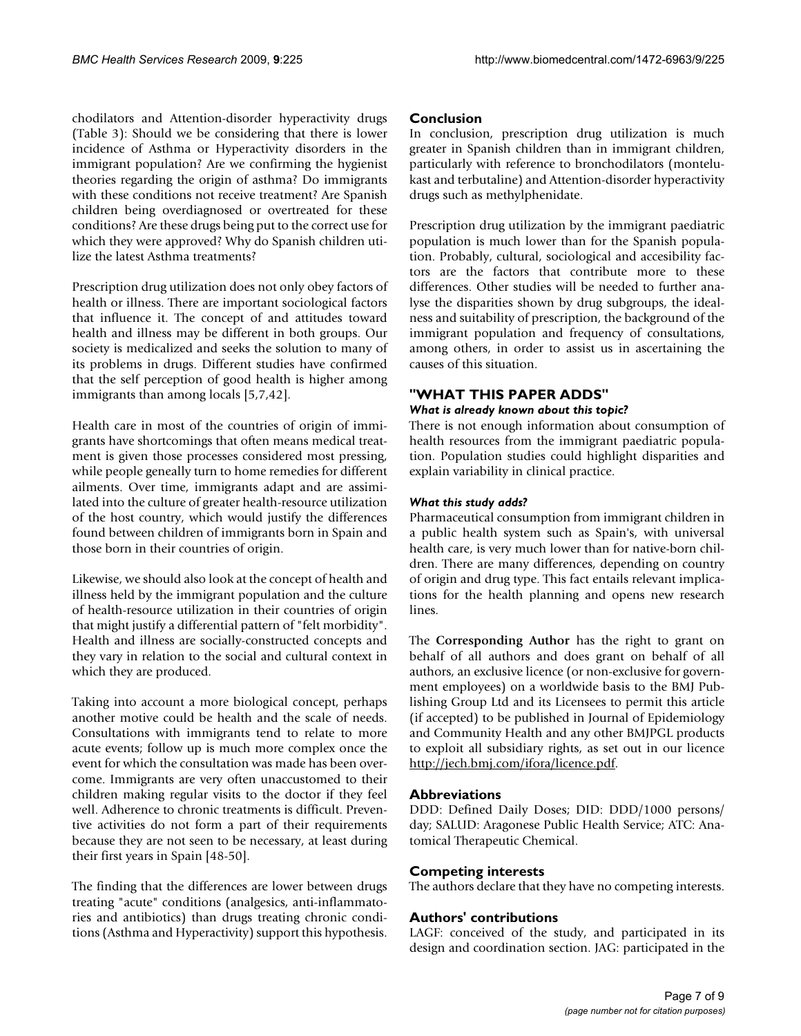chodilators and Attention-disorder hyperactivity drugs (Table 3): Should we be considering that there is lower incidence of Asthma or Hyperactivity disorders in the immigrant population? Are we confirming the hygienist theories regarding the origin of asthma? Do immigrants with these conditions not receive treatment? Are Spanish children being overdiagnosed or overtreated for these conditions? Are these drugs being put to the correct use for which they were approved? Why do Spanish children utilize the latest Asthma treatments?

Prescription drug utilization does not only obey factors of health or illness. There are important sociological factors that influence it. The concept of and attitudes toward health and illness may be different in both groups. Our society is medicalized and seeks the solution to many of its problems in drugs. Different studies have confirmed that the self perception of good health is higher among immigrants than among locals [5,7,42].

Health care in most of the countries of origin of immigrants have shortcomings that often means medical treatment is given those processes considered most pressing, while people geneally turn to home remedies for different ailments. Over time, immigrants adapt and are assimilated into the culture of greater health-resource utilization of the host country, which would justify the differences found between children of immigrants born in Spain and those born in their countries of origin.

Likewise, we should also look at the concept of health and illness held by the immigrant population and the culture of health-resource utilization in their countries of origin that might justify a differential pattern of "felt morbidity". Health and illness are socially-constructed concepts and they vary in relation to the social and cultural context in which they are produced.

Taking into account a more biological concept, perhaps another motive could be health and the scale of needs. Consultations with immigrants tend to relate to more acute events; follow up is much more complex once the event for which the consultation was made has been overcome. Immigrants are very often unaccustomed to their children making regular visits to the doctor if they feel well. Adherence to chronic treatments is difficult. Preventive activities do not form a part of their requirements because they are not seen to be necessary, at least during their first years in Spain [48-50].

The finding that the differences are lower between drugs treating "acute" conditions (analgesics, anti-inflammatories and antibiotics) than drugs treating chronic conditions (Asthma and Hyperactivity) support this hypothesis.

## Conclusion

In conclusion, prescription drug utilization is much greater in Spanish children than in immigrant children, particularly with reference to bronchodilators (montelukast and terbutaline) and Attention-disorder hyperactivity drugs such as methylphenidate.

Prescription drug utilization by the immigrant paediatric population is much lower than for the Spanish population. Probably, cultural, sociological and accesibility factors are the factors that contribute more to these differences. Other studies will be needed to further analyse the disparities shown by drug subgroups, the idealness and suitability of prescription, the background of the immigrant population and frequency of consultations, among others, in order to assist us in ascertaining the causes of this situation.

## "WHAT THIS PAPER ADDS"

### *What is already known about this topic?*

There is not enough information about consumption of health resources from the immigrant paediatric population. Population studies could highlight disparities and explain variability in clinical practice.

### *What this study adds?*

Pharmaceutical consumption from immigrant children in a public health system such as Spain's, with universal health care, is very much lower than for native-born children. There are many differences, depending on country of origin and drug type. This fact entails relevant implications for the health planning and opens new research lines.

The **Corresponding Author** has the right to grant on behalf of all authors and does grant on behalf of all authors, an exclusive licence (or non-exclusive for government employees) on a worldwide basis to the BMJ Publishing Group Ltd and its Licensees to permit this article (if accepted) to be published in Journal of Epidemiology and Community Health and any other BMJPGL products to exploit all subsidiary rights, as set out in our licence http://jech.bmj.com/ifora/licence.pdf.

## Abbreviations

DDD: Defined Daily Doses; DID: DDD/1000 persons/ day; SALUD: Aragonese Public Health Service; ATC: Anatomical Therapeutic Chemical.

## Competing interests

The authors declare that they have no competing interests.

## Authors' contributions

LAGF: conceived of the study, and participated in its design and coordination section. JAG: participated in the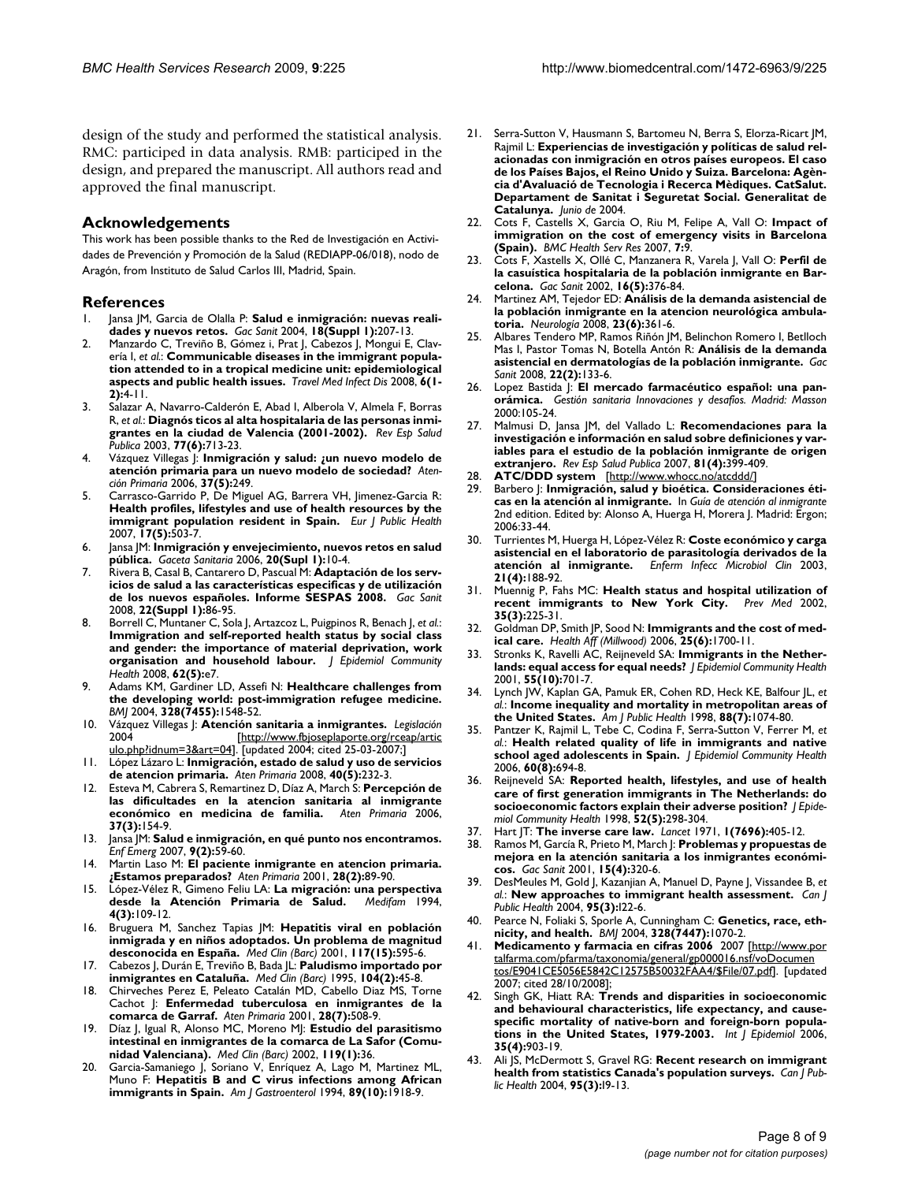design of the study and performed the statistical analysis. RMC: participated in data analysis. RMB: participated in the design, and prepared the manuscript. All authors read and approved the final manuscript.

## Acknowledgements

This work has been possible thanks to the Red de Investigación en Actividades de Prevención y Promoción de la Salud (REDIAPP-06/018), nodo de Aragón, from Instituto de Salud Carlos III, Madrid, Spain.

## References

1. Jansa JM, Garcia de Olalla P: **Salud e inmigración: nuevas realidades y nuevos retos.** *Gac Sanit* 2004, **18(Suppl 1):**207-13.
2. Manzardo C, Treviño B, Gómez i, Prat J, Cabezos J, Mongui E, Clavería I, *et al.*: **Communicable diseases in the immigrant population attended to in a tropical medicine unit: epidemiological aspects and public health issues.** *Travel Med Infect Dis* 2008, **6(1-2):**4-11.
3. Salazar A, Navarro-Calderón E, Abad I, Alberola V, Almela F, Borras R, *et al.*: **Diagnós ticos al alta hospitalaria de las personas inmigrantes en la ciudad de Valencia (2001-2002).** *Rev Esp Salud Publica* 2003, **77(6):**713-23.
4. Vázquez Villegas J: **Inmigración y salud: ¿un nuevo modelo de atención primaria para un nuevo modelo de sociedad?** *Atención Primaria* 2006, **37(5):**249.
5. Carrasco-Garrido P, De Miguel AG, Barrera VH, Jimenez-Garcia R: **Health profiles, lifestyles and use of health resources by the immigrant population resident in Spain.** *Eur J Public Health* 2007, **17(5):**503-7.
6. Jansa JM: **Inmigración y envejecimiento, nuevos retos en salud pública.** *Gaceta Sanitaria* 2006, **20(Supl 1):**10-4.
7. Rivera B, Casal B, Cantarero D, Pascual M: **Adaptación de los servicios de salud a las características específicas y de utilización de los nuevos españoles. Informe SESPAS 2008.** *Gac Sanit* 2008, **22(Suppl 1):**86-95.
8. Borrell C, Muntaner C, Sola J, Artazcoz L, Puigpinos R, Benach J, *et al.*: **Immigration and self-reported health status by social class and gender: the importance of material deprivation, work organisation and household labour.** *J Epidemiol Community Health* 2008, **62(5):**e7.
9. Adams KM, Gardiner LD, Assefi N: **Healthcare challenges from the developing world: post-immigration refugee medicine.** *BMJ* 2004, **328(7455):**1548-52.
10. Vázquez Villegas J: **Atención sanitaria a inmigrantes.** *Legislación* 2004 [http://www.fbjoseplaporte.org/rceap/articulo.php?idnum=3&art=04]. [updated 2004; cited 25-03-2007;]
11. López Lázaro L: **Inmigración, estado de salud y uso de servicios de atencion primaria.** *Aten Primaria* 2008, **40(5):**232-3.
12. Esteva M, Cabrera S, Remartinez D, Díaz A, March S: **Percepción de las dificultades en la atencion sanitaria al inmigrante económico en medicina de familia.** *Aten Primaria* 2006, **37(3):**154-9.
13. Jansa JM: **Salud e inmigración, en qué punto nos encontramos.** *Enf Emerg* 2007, **9(2):**59-60.
14. Martin Laso M: **El paciente inmigrante en atencion primaria. ¿Estamos preparados?** *Aten Primaria* 2001, **28(2):**89-90.
15. López-Vélez R, Gimeno Feliu LA: **La migración: una perspectiva desde la Atención Primaria de Salud.** *Medifam* 1994, **4(3):**109-12.
16. Bruguera M, Sanchez Tapias JM: **Hepatitis viral en población inmigrada y en niños adoptados. Un problema de magnitud desconocida en España.** *Med Clin (Barc)* 2001, **117(15):**595-6.
17. Cabezos J, Durán E, Treviño B, Bada JL: **Paludismo importado por inmigrantes en Cataluña.** *Med Clin (Barc)* 1995, **104(2):**45-8.
18. Chirveches Perez E, Peleato Catalán MD, Cabello Diaz MS, Torne Cachot J: **Enfermedad tuberculosa en inmigrantes de la comarca de Garraf.** *Aten Primaria* 2001, **28(7):**508-9.
19. Díaz J, Igual R, Alonso MC, Moreno MJ: **Estudio del parasitismo intestinal en inmigrantes de la comarca de La Safor (Comunidad Valenciana).** *Med Clin (Barc)* 2002, **119(1):**36.
20. Garcia-Samaniego J, Soriano V, Enríquez A, Lago M, Martinez ML, Muno F: **Hepatitis B and C virus infections among African immigrants in Spain.** *Am J Gastroenterol* 1994, **89(10):**1918-9.
21. Serra-Sutton V, Hausmann S, Bartomeu N, Berra S, Elorza-Ricart JM, Rajmil L: **Experiencias de investigación y políticas de salud relacionadas con inmigración en otros países europeos. El caso de los Países Bajos, el Reino Unido y Suiza. Barcelona: Agència d'Avaluació de Tecnologia i Recerca Mèdiques. CatSalut. Departament de Sanitat i Seguretat Social. Generalitat de Catalunya.** *Junio de* 2004.
22. Cots F, Castells X, Garcia O, Riu M, Felipe A, Vall O: **Impact of immigration on the cost of emergency visits in Barcelona (Spain).** *BMC Health Serv Res* 2007, **7:**9.
23. Cots F, Xastells X, Ollé C, Manzanera R, Varela J, Vall O: **Perfil de la casuística hospitalaria de la población inmigrante en Barcelona.** *Gac Sanit* 2002, **16(5):**376-84.
24. Martinez AM, Tejedor ED: **Análisis de la demanda asistencial de la población inmigrante en la atencion neurológica ambulatoria.** *Neurología* 2008, **23(6):**361-6.
25. Albares Tendero MP, Ramos Riñón JM, Belinchon Romero I, Betlloch Mas I, Pastor Tomas N, Botella Antón R: **Análisis de la demanda asistencial en dermatologías de la población inmigrante.** *Gac Sanit* 2008, **22(2):**133-6.
26. Lopez Bastida J: **El mercado farmacéutico español: una panorámica.** *Gestión sanitaria Innovaciones y desafíos. Madrid: Masson* 2000:105-24.
27. Malmusi D, Jansa JM, del Vallado L: **Recomendaciones para la investigación e información en salud sobre definiciones y variables para el estudio de la población inmigrante de origen extranjero.** *Rev Esp Salud Publica* 2007, **81(4):**399-409.
28. **ATC/DDD system** [http://www.whocc.no/atcddd/]
29. Barbero J: **Inmigración, salud y bioética. Consideraciones éticas en la atención al inmigrante.** In *Guía de atención al inmigrante* 2nd edition. Edited by: Alonso A, Huerga H, Morera J. Madrid: Ergon; 2006:33-44.
30. Turrientes M, Huerga H, López-Vélez R: **Coste económico y carga asistencial en el laboratorio de parasitología derivados de la atención al inmigrante.** *Enferm Infecc Microbiol Clin* 2003, **21(4):**188-92.
31. Muennig P, Fahs MC: **Health status and hospital utilization of recent immigrants to New York City.** *Prev Med* 2002, **35(3):**225-31.
32. Goldman DP, Smith JP, Sood N: **Immigrants and the cost of medical care.** *Health Aff (Millwood)* 2006, **25(6):**1700-11.
33. Stronks K, Ravelli AC, Reijneveld SA: **Immigrants in the Netherlands: equal access for equal needs?** *J Epidemiol Community Health* 2001, **55(10):**701-7.
34. Lynch JW, Kaplan GA, Pamuk ER, Cohen RD, Heck KE, Balfour JL, *et al.*: **Income inequality and mortality in metropolitan areas of the United States.** *Am J Public Health* 1998, **88(7):**1074-80.
35. Pantzer K, Rajmil L, Tebe C, Codina F, Serra-Sutton V, Ferrer M, *et al.*: **Health related quality of life in immigrants and native school aged adolescents in Spain.** *J Epidemiol Community Health* 2006, **60(8):**694-8.
36. Reijneveld SA: **Reported health, lifestyles, and use of health care of first generation immigrants in The Netherlands: do socioeconomic factors explain their adverse position?** *J Epidemiol Community Health* 1998, **52(5):**298-304.
37. Hart JT: **The inverse care law.** *Lancet* 1971, **1(7696):**405-12.
38. Ramos M, García R, Prieto M, March J: **Problemas y propuestas de mejora en la atención sanitaria a los inmigrantes económicos.** *Gac Sanit* 2001, **15(4):**320-6.
39. DesMeules M, Gold J, Kazanjian A, Manuel D, Payne J, Vissandee B, *et al.*: **New approaches to immigrant health assessment.** *Can J Public Health* 2004, **95(3):**I22-6.
40. Pearce N, Foliaki S, Sporle A, Cunningham C: **Genetics, race, ethnicity, and health.** *BMJ* 2004, **328(7447):**1070-2.
41. **Medicamento y farmacia en cifras 2006** 2007 [http://www.portalfarma.com/pfarma/taxonomia/general/gp000016.nsf/voDocumentos/E9041CE5056E5842C12575B50032FAA4/$File/07.pdf]. [updated 2007; cited 28/10/2008];
42. Singh GK, Hiatt RA: **Trends and disparities in socioeconomic and behavioural characteristics, life expectancy, and cause-specific mortality of native-born and foreign-born populations in the United States, 1979-2003.** *Int J Epidemiol* 2006, **35(4):**903-19.
43. Ali JS, McDermott S, Gravel RG: **Recent research on immigrant health from statistics Canada's population surveys.** *Can J Public Health* 2004, **95(3):**I9-13.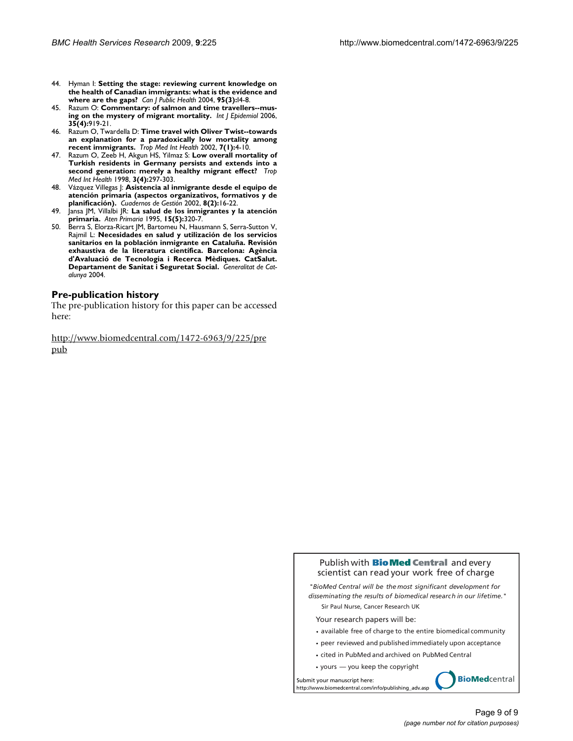44. Hyman I: **Setting the stage: reviewing current knowledge on the health of Canadian immigrants: what is the evidence and where are the gaps?** *Can J Public Health* 2004, **95(3):**I4-8.
45. Razum O: **Commentary: of salmon and time travellers--musing on the mystery of migrant mortality.** *Int J Epidemiol* 2006, **35(4):**919-21.
46. Razum O, Twardella D: **Time travel with Oliver Twist--towards an explanation for a paradoxically low mortality among recent immigrants.** *Trop Med Int Health* 2002, **7(1):**4-10.
47. Razum O, Zeeb H, Akgun HS, Yilmaz S: **Low overall mortality of Turkish residents in Germany persists and extends into a second generation: merely a healthy migrant effect?** *Trop Med Int Health* 1998, **3(4):**297-303.
48. Vázquez Villegas J: **Asistencia al inmigrante desde el equipo de atención primaria (aspectos organizativos, formativos y de planificación).** *Cuadernos de Gestión* 2002, **8(2):**16-22.
49. Jansa JM, Villalbi JR: **La salud de los inmigrantes y la atención primaria.** *Aten Primaria* 1995, **15(5):**320-7.
50. Berra S, Elorza-Ricart JM, Bartomeu N, Hausmann S, Serra-Sutton V, Rajmil L: **Necesidades en salud y utilización de los servicios sanitarios en la población inmigrante en Cataluña. Revisión exhaustiva de la literatura científica. Barcelona: Agència d'Avaluació de Tecnologia i Recerca Mèdiques. CatSalut. Departament de Sanitat i Seguretat Social.** *Generalitat de Catalunya* 2004.

## Pre-publication history

The pre-publication history for this paper can be accessed here:

http://www.biomedcentral.com/1472-6963/9/225/prepub

Publish with **BioMed Central** and every scientist can read your work free of charge

*"BioMed Central will be the most significant development for disseminating the results of biomedical research in our lifetime."*

Sir Paul Nurse, Cancer Research UK

Your research papers will be:

- available free of charge to the entire biomedical community
- peer reviewed and published immediately upon acceptance
- cited in PubMed and archived on PubMed Central
- yours — you keep the copyright

Submit your manuscript here:
http://www.biomedcentral.com/info/publishing_adv.asp

**BioMed**central